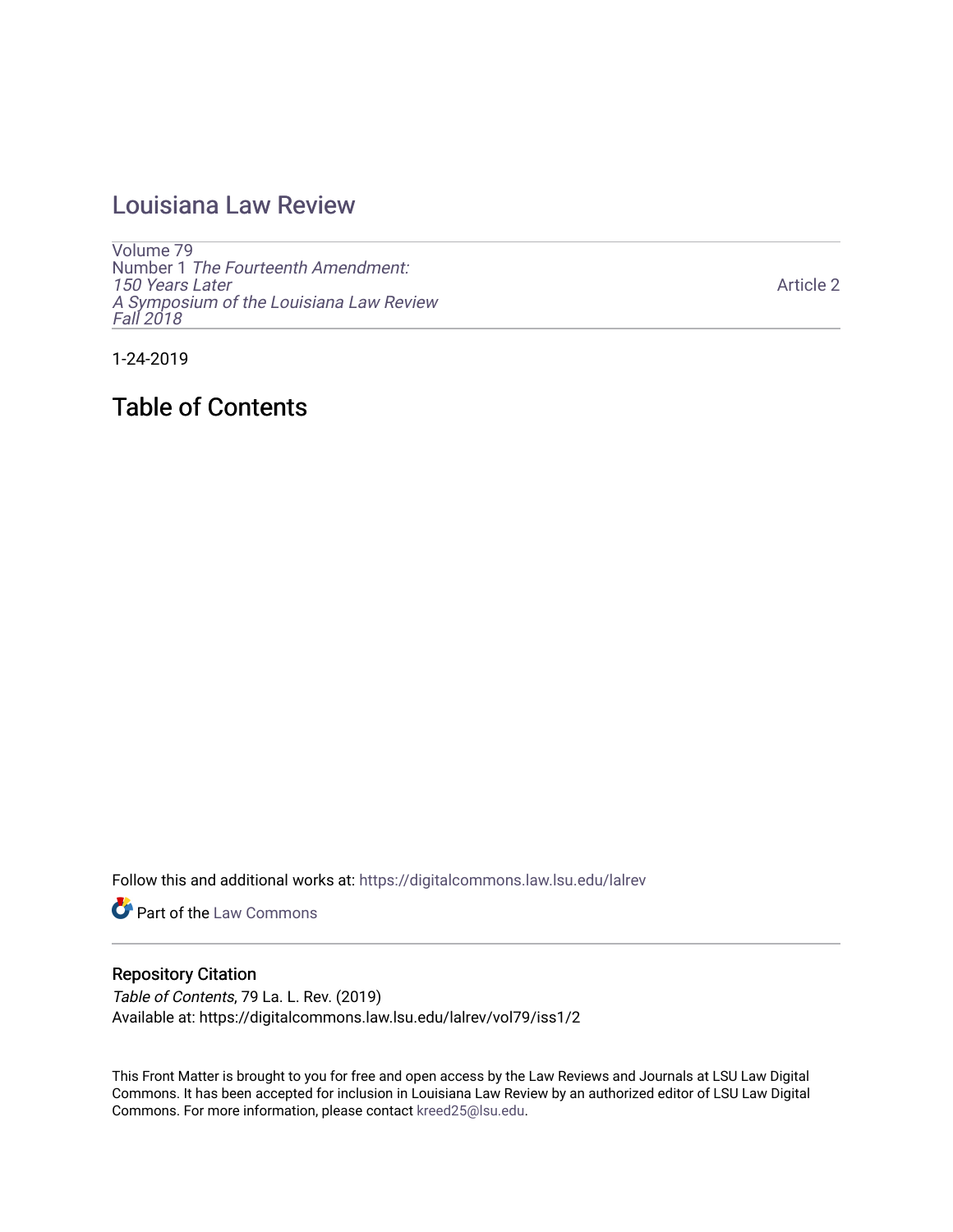# Louisiana Law Review

Volume 79
Number 1 *The Fourteenth Amendment: 150 Years Later*
*A Symposium of the Louisiana Law Review*
*Fall 2018*

Article 2

1-24-2019

## Table of Contents

Follow this and additional works at: https://digitalcommons.law.lsu.edu/lalrev

Part of the Law Commons

### Repository Citation

*Table of Contents*, 79 La. L. Rev. (2019)
Available at: https://digitalcommons.law.lsu.edu/lalrev/vol79/iss1/2

This Front Matter is brought to you for free and open access by the Law Reviews and Journals at LSU Law Digital Commons. It has been accepted for inclusion in Louisiana Law Review by an authorized editor of LSU Law Digital Commons. For more information, please contact kreed25@lsu.edu.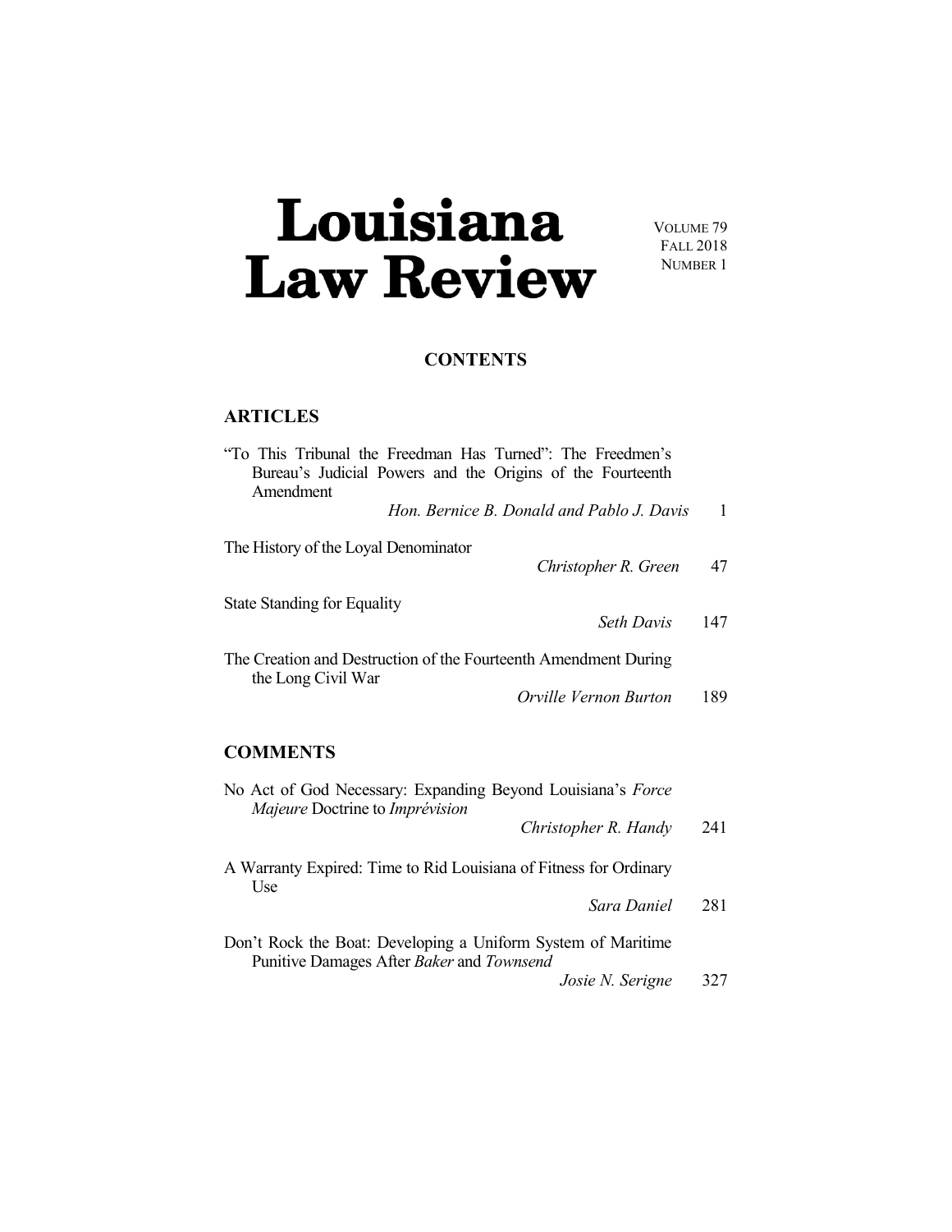# Louisiana Law Review

VOLUME 79
FALL 2018
NUMBER 1

## CONTENTS

### ARTICLES

"To This Tribunal the Freedman Has Turned": The Freedmen's Bureau's Judicial Powers and the Origins of the Fourteenth Amendment
*Hon. Bernice B. Donald and Pablo J. Davis* 1

The History of the Loyal Denominator
*Christopher R. Green* 47

State Standing for Equality
*Seth Davis* 147

The Creation and Destruction of the Fourteenth Amendment During the Long Civil War
*Orville Vernon Burton* 189

### COMMENTS

No Act of God Necessary: Expanding Beyond Louisiana's *Force Majeure* Doctrine to *Imprévision*
*Christopher R. Handy* 241

A Warranty Expired: Time to Rid Louisiana of Fitness for Ordinary Use
*Sara Daniel* 281

Don't Rock the Boat: Developing a Uniform System of Maritime Punitive Damages After *Baker* and *Townsend*
*Josie N. Serigne* 327